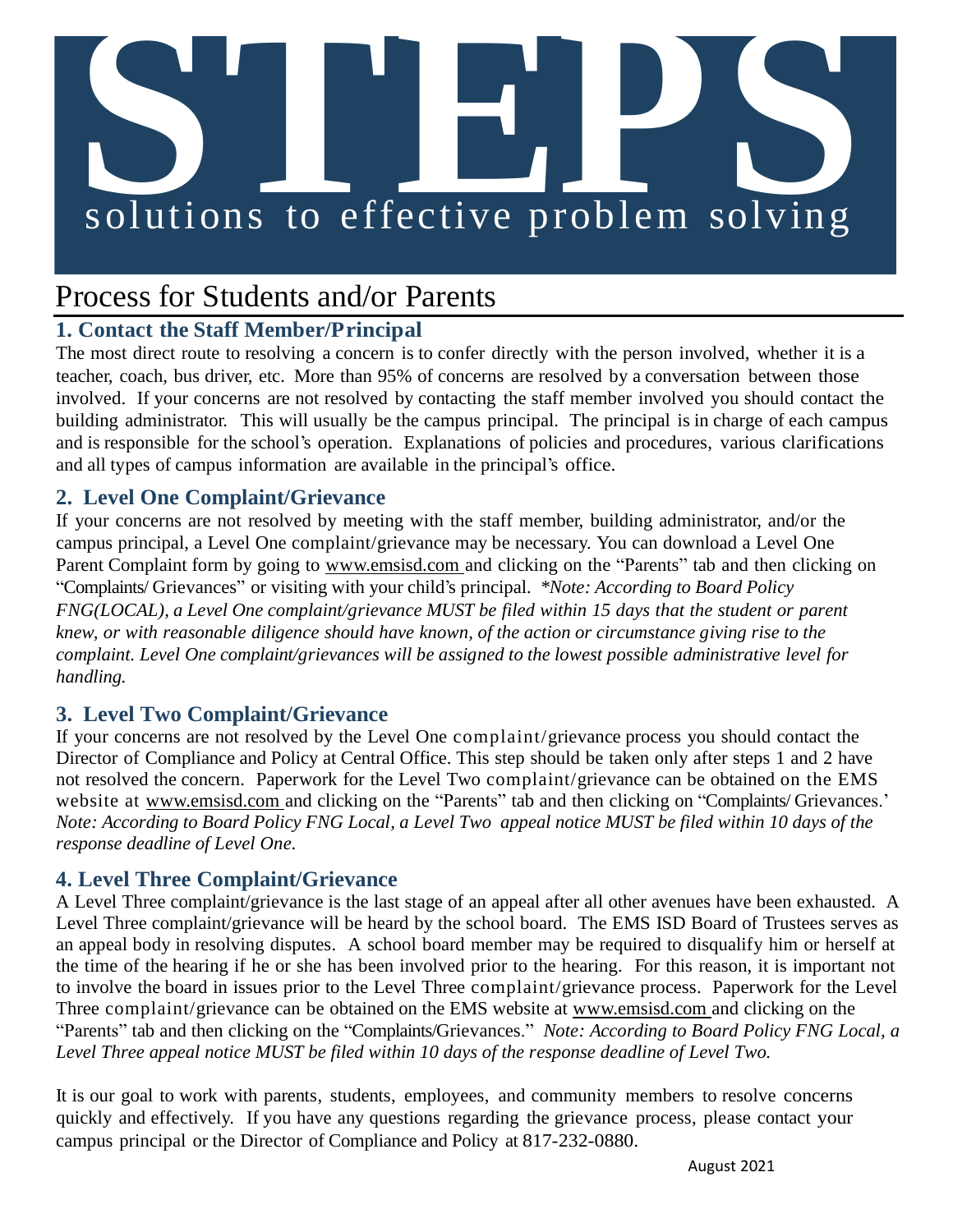# STEPS

## solutions to effective problem solving

## Process for Students and/or Parents

### 1. Contact the Staff Member/Principal

The most direct route to resolving a concern is to confer directly with the person involved, whether it is a teacher, coach, bus driver, etc. More than 95% of concerns are resolved by a conversation between those involved. If your concerns are not resolved by contacting the staff member involved you should contact the building administrator. This will usually be the campus principal. The principal is in charge of each campus and is responsible for the school's operation. Explanations of policies and procedures, various clarifications and all types of campus information are available in the principal's office.

### 2. Level One Complaint/Grievance

If your concerns are not resolved by meeting with the staff member, building administrator, and/or the campus principal, a Level One complaint/grievance may be necessary. You can download a Level One Parent Complaint form by going to www.emsisd.com and clicking on the "Parents" tab and then clicking on "Complaints/ Grievances" or visiting with your child's principal. **Note: According to Board Policy FNG(LOCAL), a Level One complaint/grievance MUST be filed within 15 days that the student or parent knew, or with reasonable diligence should have known, of the action or circumstance giving rise to the complaint. Level One complaint/grievances will be assigned to the lowest possible administrative level for handling.*

### 3. Level Two Complaint/Grievance

If your concerns are not resolved by the Level One complaint/grievance process you should contact the Director of Compliance and Policy at Central Office. This step should be taken only after steps 1 and 2 have not resolved the concern. Paperwork for the Level Two complaint/grievance can be obtained on the EMS website at www.emsisd.com and clicking on the "Parents" tab and then clicking on "Complaints/ Grievances.' *Note: According to Board Policy FNG Local, a Level Two appeal notice MUST be filed within 10 days of the response deadline of Level One.*

### 4. Level Three Complaint/Grievance

A Level Three complaint/grievance is the last stage of an appeal after all other avenues have been exhausted. A Level Three complaint/grievance will be heard by the school board. The EMS ISD Board of Trustees serves as an appeal body in resolving disputes. A school board member may be required to disqualify him or herself at the time of the hearing if he or she has been involved prior to the hearing. For this reason, it is important not to involve the board in issues prior to the Level Three complaint/grievance process. Paperwork for the Level Three complaint/grievance can be obtained on the EMS website at www.emsisd.com and clicking on the "Parents" tab and then clicking on the "Complaints/Grievances." *Note: According to Board Policy FNG Local, a Level Three appeal notice MUST be filed within 10 days of the response deadline of Level Two.*

It is our goal to work with parents, students, employees, and community members to resolve concerns quickly and effectively. If you have any questions regarding the grievance process, please contact your campus principal or the Director of Compliance and Policy at 817-232-0880.

August 2021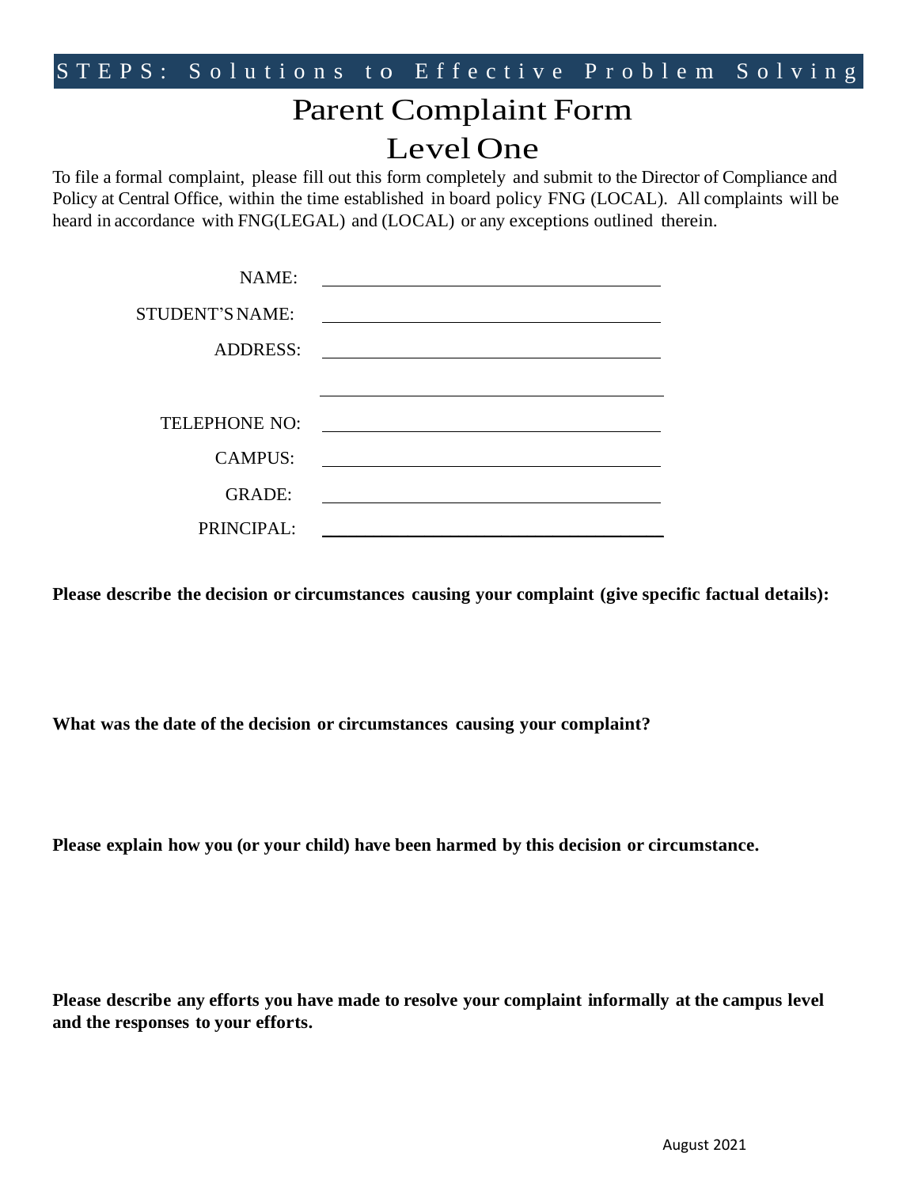STEPS: Solutions to Effective Problem Solving

# Parent Complaint Form

## Level One

To file a formal complaint, please fill out this form completely and submit to the Director of Compliance and Policy at Central Office, within the time established in board policy FNG (LOCAL). All complaints will be heard in accordance with FNG(LEGAL) and (LOCAL) or any exceptions outlined therein.

NAME: ______________________________

STUDENT'S NAME: ______________________________

ADDRESS: ______________________________

______________________________

TELEPHONE NO: ______________________________

CAMPUS: ______________________________

GRADE: ______________________________

PRINCIPAL: ______________________________

**Please describe the decision or circumstances causing your complaint (give specific factual details):**

**What was the date of the decision or circumstances causing your complaint?**

**Please explain how you (or your child) have been harmed by this decision or circumstance.**

**Please describe any efforts you have made to resolve your complaint informally at the campus level and the responses to your efforts.**

August 2021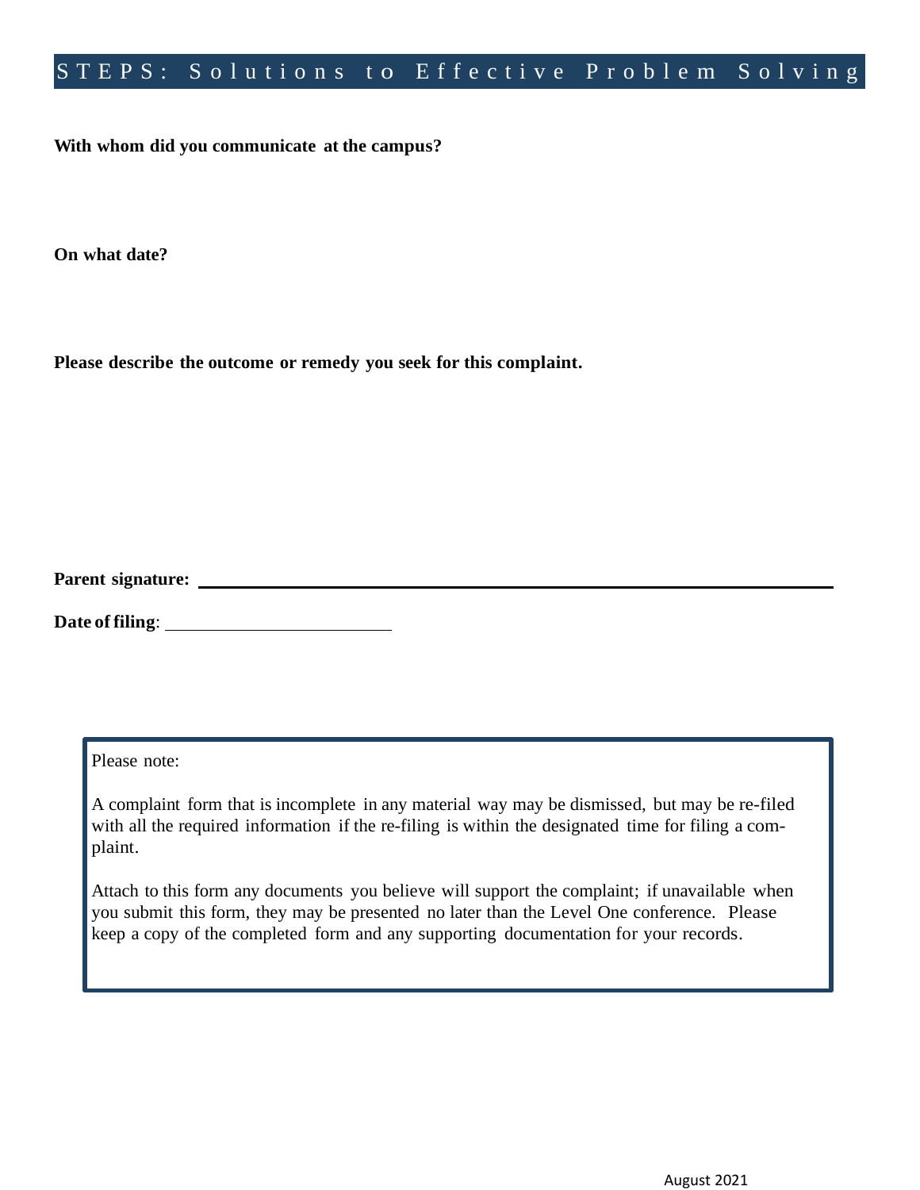# STEPS: Solutions to Effective Problem Solving

**With whom did you communicate at the campus?**

**On what date?**

**Please describe the outcome or remedy you seek for this complaint.**

**Parent signature:** \_\_\_\_\_\_\_\_\_\_\_\_\_\_\_\_\_\_\_\_\_\_\_\_\_\_\_\_\_\_\_\_\_\_\_\_\_\_\_\_\_\_\_\_\_\_\_\_

**Date of filing**: \_\_\_\_\_\_\_\_\_\_\_\_\_\_\_\_\_\_\_\_\_\_\_\_\_

Please note:

A complaint form that is incomplete in any material way may be dismissed, but may be re-filed with all the required information if the re-filing is within the designated time for filing a complaint.

Attach to this form any documents you believe will support the complaint; if unavailable when you submit this form, they may be presented no later than the Level One conference. Please keep a copy of the completed form and any supporting documentation for your records.

August 2021